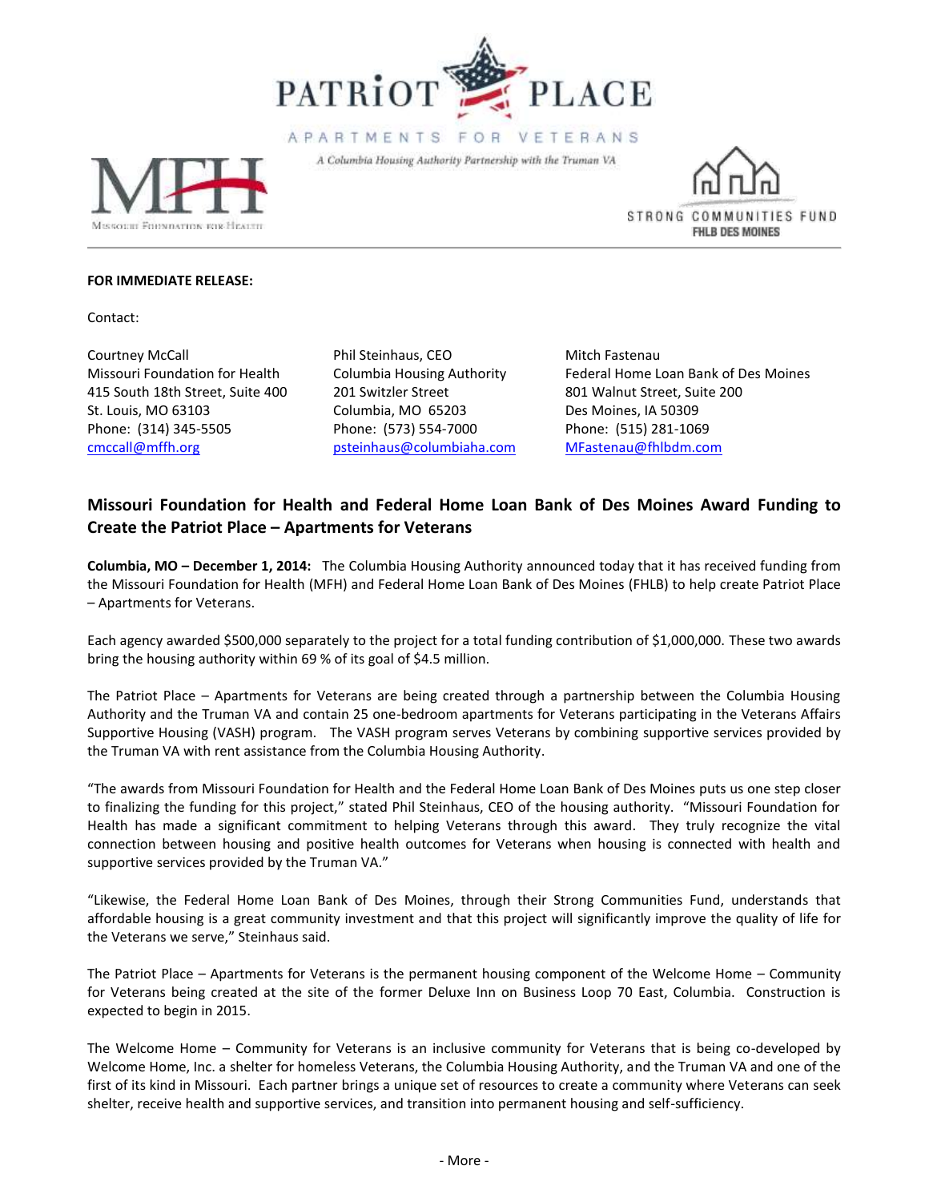PATRIOT PLACE

APARTMENTS FOR VETERANS

*A Columbia Housing Authority Partnership with the Truman VA*

MFH Missouri Foundation for Health

STRONG COMMUNITIES FUND
FHLB DES MOINES

**FOR IMMEDIATE RELEASE:**

Contact:

Courtney McCall
Missouri Foundation for Health
415 South 18th Street, Suite 400
St. Louis, MO 63103
Phone: (314) 345-5505
cmccall@mffh.org

Phil Steinhaus, CEO
Columbia Housing Authority
201 Switzler Street
Columbia, MO 65203
Phone: (573) 554-7000
psteinhaus@columbiaha.com

Mitch Fastenau
Federal Home Loan Bank of Des Moines
801 Walnut Street, Suite 200
Des Moines, IA 50309
Phone: (515) 281-1069
MFastenau@fhlbdm.com

## Missouri Foundation for Health and Federal Home Loan Bank of Des Moines Award Funding to Create the Patriot Place – Apartments for Veterans

**Columbia, MO – December 1, 2014:** The Columbia Housing Authority announced today that it has received funding from the Missouri Foundation for Health (MFH) and Federal Home Loan Bank of Des Moines (FHLB) to help create Patriot Place – Apartments for Veterans.

Each agency awarded $500,000 separately to the project for a total funding contribution of $1,000,000. These two awards bring the housing authority within 69 % of its goal of $4.5 million.

The Patriot Place – Apartments for Veterans are being created through a partnership between the Columbia Housing Authority and the Truman VA and contain 25 one-bedroom apartments for Veterans participating in the Veterans Affairs Supportive Housing (VASH) program. The VASH program serves Veterans by combining supportive services provided by the Truman VA with rent assistance from the Columbia Housing Authority.

"The awards from Missouri Foundation for Health and the Federal Home Loan Bank of Des Moines puts us one step closer to finalizing the funding for this project," stated Phil Steinhaus, CEO of the housing authority. "Missouri Foundation for Health has made a significant commitment to helping Veterans through this award. They truly recognize the vital connection between housing and positive health outcomes for Veterans when housing is connected with health and supportive services provided by the Truman VA."

"Likewise, the Federal Home Loan Bank of Des Moines, through their Strong Communities Fund, understands that affordable housing is a great community investment and that this project will significantly improve the quality of life for the Veterans we serve," Steinhaus said.

The Patriot Place – Apartments for Veterans is the permanent housing component of the Welcome Home – Community for Veterans being created at the site of the former Deluxe Inn on Business Loop 70 East, Columbia. Construction is expected to begin in 2015.

The Welcome Home – Community for Veterans is an inclusive community for Veterans that is being co-developed by Welcome Home, Inc. a shelter for homeless Veterans, the Columbia Housing Authority, and the Truman VA and one of the first of its kind in Missouri. Each partner brings a unique set of resources to create a community where Veterans can seek shelter, receive health and supportive services, and transition into permanent housing and self-sufficiency.

- More -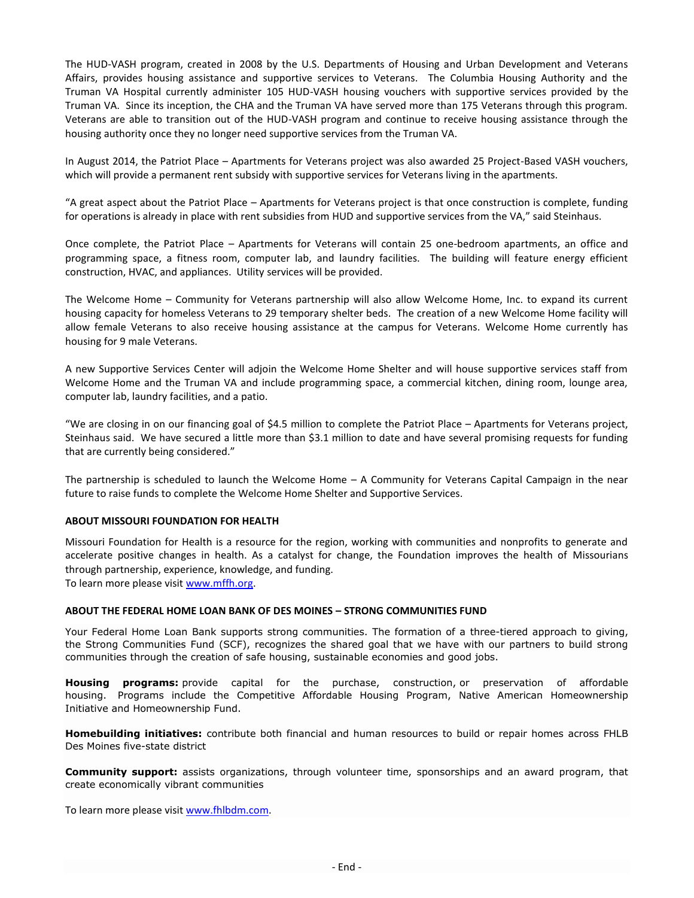The HUD-VASH program, created in 2008 by the U.S. Departments of Housing and Urban Development and Veterans Affairs, provides housing assistance and supportive services to Veterans. The Columbia Housing Authority and the Truman VA Hospital currently administer 105 HUD-VASH housing vouchers with supportive services provided by the Truman VA. Since its inception, the CHA and the Truman VA have served more than 175 Veterans through this program. Veterans are able to transition out of the HUD-VASH program and continue to receive housing assistance through the housing authority once they no longer need supportive services from the Truman VA.

In August 2014, the Patriot Place – Apartments for Veterans project was also awarded 25 Project-Based VASH vouchers, which will provide a permanent rent subsidy with supportive services for Veterans living in the apartments.

"A great aspect about the Patriot Place – Apartments for Veterans project is that once construction is complete, funding for operations is already in place with rent subsidies from HUD and supportive services from the VA," said Steinhaus.

Once complete, the Patriot Place – Apartments for Veterans will contain 25 one-bedroom apartments, an office and programming space, a fitness room, computer lab, and laundry facilities. The building will feature energy efficient construction, HVAC, and appliances. Utility services will be provided.

The Welcome Home – Community for Veterans partnership will also allow Welcome Home, Inc. to expand its current housing capacity for homeless Veterans to 29 temporary shelter beds. The creation of a new Welcome Home facility will allow female Veterans to also receive housing assistance at the campus for Veterans. Welcome Home currently has housing for 9 male Veterans.

A new Supportive Services Center will adjoin the Welcome Home Shelter and will house supportive services staff from Welcome Home and the Truman VA and include programming space, a commercial kitchen, dining room, lounge area, computer lab, laundry facilities, and a patio.

"We are closing in on our financing goal of $4.5 million to complete the Patriot Place – Apartments for Veterans project, Steinhaus said. We have secured a little more than $3.1 million to date and have several promising requests for funding that are currently being considered."

The partnership is scheduled to launch the Welcome Home – A Community for Veterans Capital Campaign in the near future to raise funds to complete the Welcome Home Shelter and Supportive Services.

**ABOUT MISSOURI FOUNDATION FOR HEALTH**

Missouri Foundation for Health is a resource for the region, working with communities and nonprofits to generate and accelerate positive changes in health. As a catalyst for change, the Foundation improves the health of Missourians through partnership, experience, knowledge, and funding.
To learn more please visit www.mffh.org.

**ABOUT THE FEDERAL HOME LOAN BANK OF DES MOINES – STRONG COMMUNITIES FUND**

Your Federal Home Loan Bank supports strong communities. The formation of a three-tiered approach to giving, the Strong Communities Fund (SCF), recognizes the shared goal that we have with our partners to build strong communities through the creation of safe housing, sustainable economies and good jobs.

**Housing programs:** provide capital for the purchase, construction, or preservation of affordable housing. Programs include the Competitive Affordable Housing Program, Native American Homeownership Initiative and Homeownership Fund.

**Homebuilding initiatives:** contribute both financial and human resources to build or repair homes across FHLB Des Moines five-state district

**Community support:** assists organizations, through volunteer time, sponsorships and an award program, that create economically vibrant communities

To learn more please visit www.fhlbdm.com.

- End -